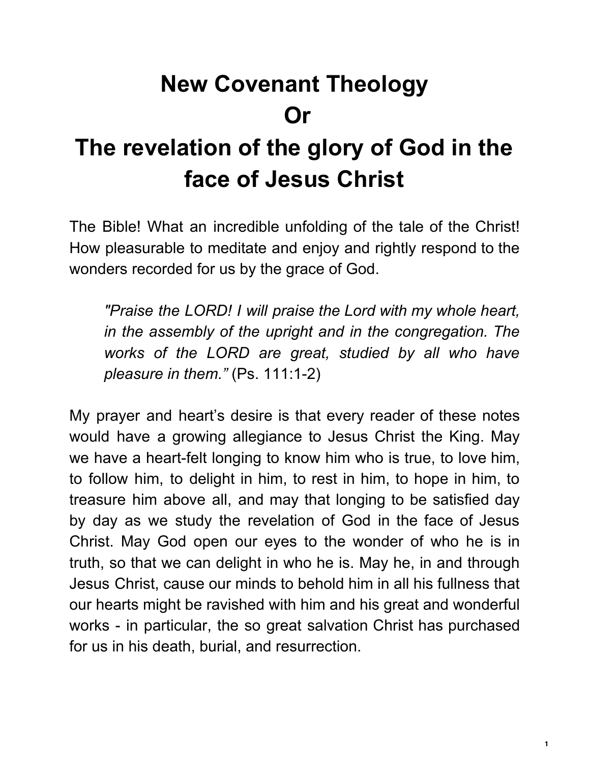# New Covenant Theology
# Or
# The revelation of the glory of God in the face of Jesus Christ

The Bible! What an incredible unfolding of the tale of the Christ! How pleasurable to meditate and enjoy and rightly respond to the wonders recorded for us by the grace of God.

> *"Praise the LORD! I will praise the Lord with my whole heart, in the assembly of the upright and in the congregation. The works of the LORD are great, studied by all who have pleasure in them."* (Ps. 111:1-2)

My prayer and heart's desire is that every reader of these notes would have a growing allegiance to Jesus Christ the King. May we have a heart-felt longing to know him who is true, to love him, to follow him, to delight in him, to rest in him, to hope in him, to treasure him above all, and may that longing to be satisfied day by day as we study the revelation of God in the face of Jesus Christ. May God open our eyes to the wonder of who he is in truth, so that we can delight in who he is. May he, in and through Jesus Christ, cause our minds to behold him in all his fullness that our hearts might be ravished with him and his great and wonderful works - in particular, the so great salvation Christ has purchased for us in his death, burial, and resurrection.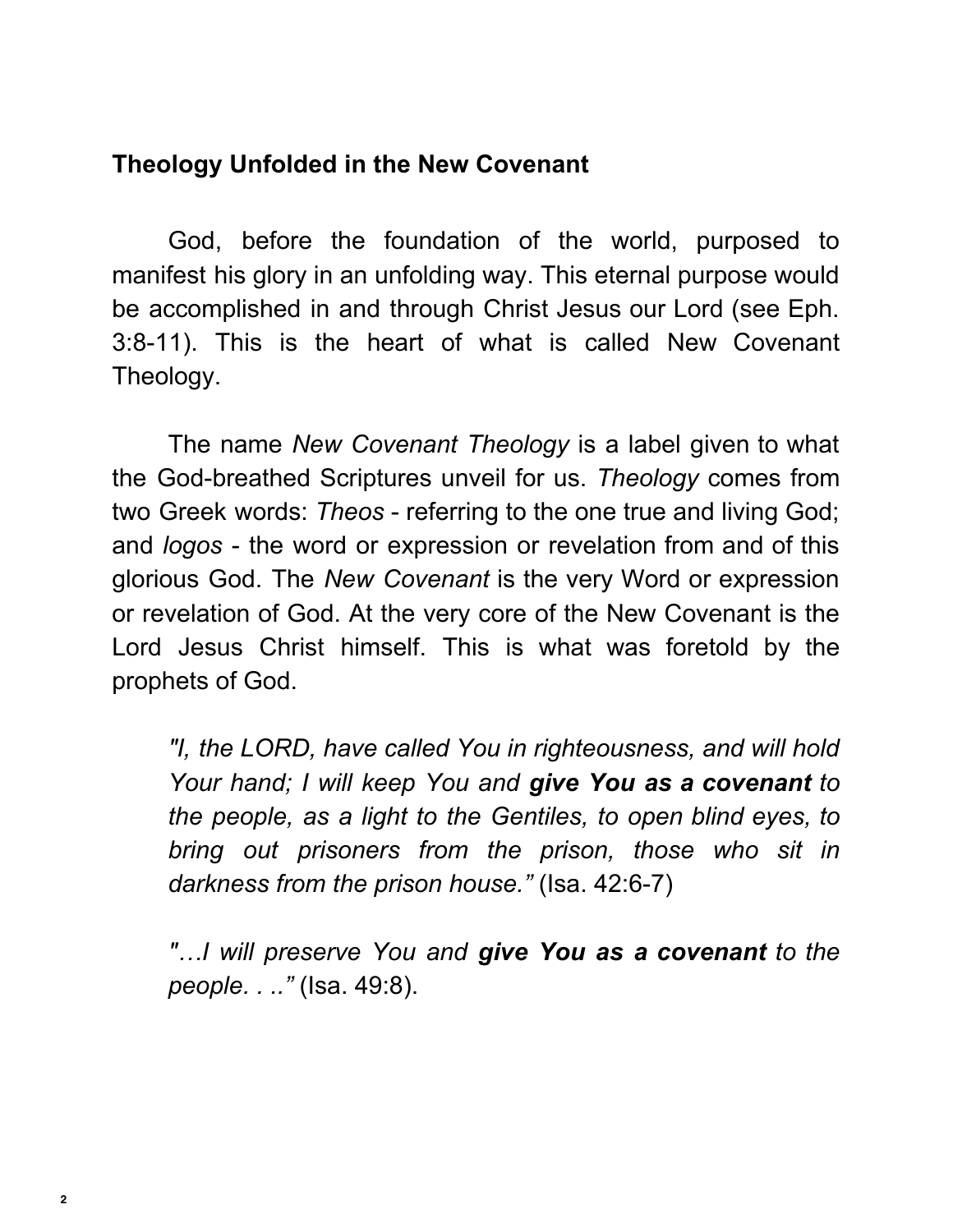## Theology Unfolded in the New Covenant

God, before the foundation of the world, purposed to manifest his glory in an unfolding way. This eternal purpose would be accomplished in and through Christ Jesus our Lord (see Eph. 3:8-11). This is the heart of what is called New Covenant Theology.

The name *New Covenant Theology* is a label given to what the God-breathed Scriptures unveil for us. *Theology* comes from two Greek words: *Theos* - referring to the one true and living God; and *logos* - the word or expression or revelation from and of this glorious God. The *New Covenant* is the very Word or expression or revelation of God. At the very core of the New Covenant is the Lord Jesus Christ himself. This is what was foretold by the prophets of God.

> *"I, the LORD, have called You in righteousness, and will hold Your hand; I will keep You and **give You as a covenant** to the people, as a light to the Gentiles, to open blind eyes, to bring out prisoners from the prison, those who sit in darkness from the prison house."* (Isa. 42:6-7)

> *"…I will preserve You and **give You as a covenant** to the people. . ..."* (Isa. 49:8).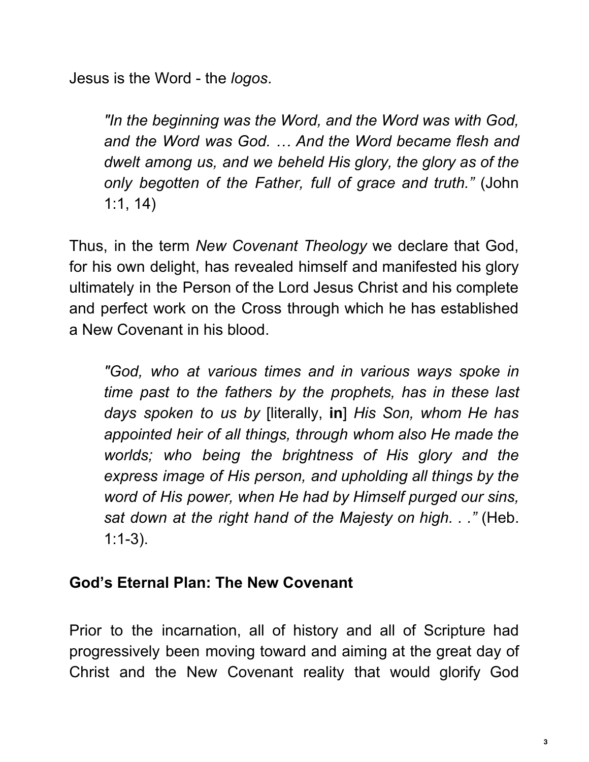Jesus is the Word - the *logos*.

> *"In the beginning was the Word, and the Word was with God, and the Word was God. … And the Word became flesh and dwelt among us, and we beheld His glory, the glory as of the only begotten of the Father, full of grace and truth."* (John 1:1, 14)

Thus, in the term *New Covenant Theology* we declare that God, for his own delight, has revealed himself and manifested his glory ultimately in the Person of the Lord Jesus Christ and his complete and perfect work on the Cross through which he has established a New Covenant in his blood.

> *"God, who at various times and in various ways spoke in time past to the fathers by the prophets, has in these last days spoken to us by* [literally, **in**] *His Son, whom He has appointed heir of all things, through whom also He made the worlds; who being the brightness of His glory and the express image of His person, and upholding all things by the word of His power, when He had by Himself purged our sins, sat down at the right hand of the Majesty on high. . ."* (Heb. 1:1-3).

## God's Eternal Plan: The New Covenant

Prior to the incarnation, all of history and all of Scripture had progressively been moving toward and aiming at the great day of Christ and the New Covenant reality that would glorify God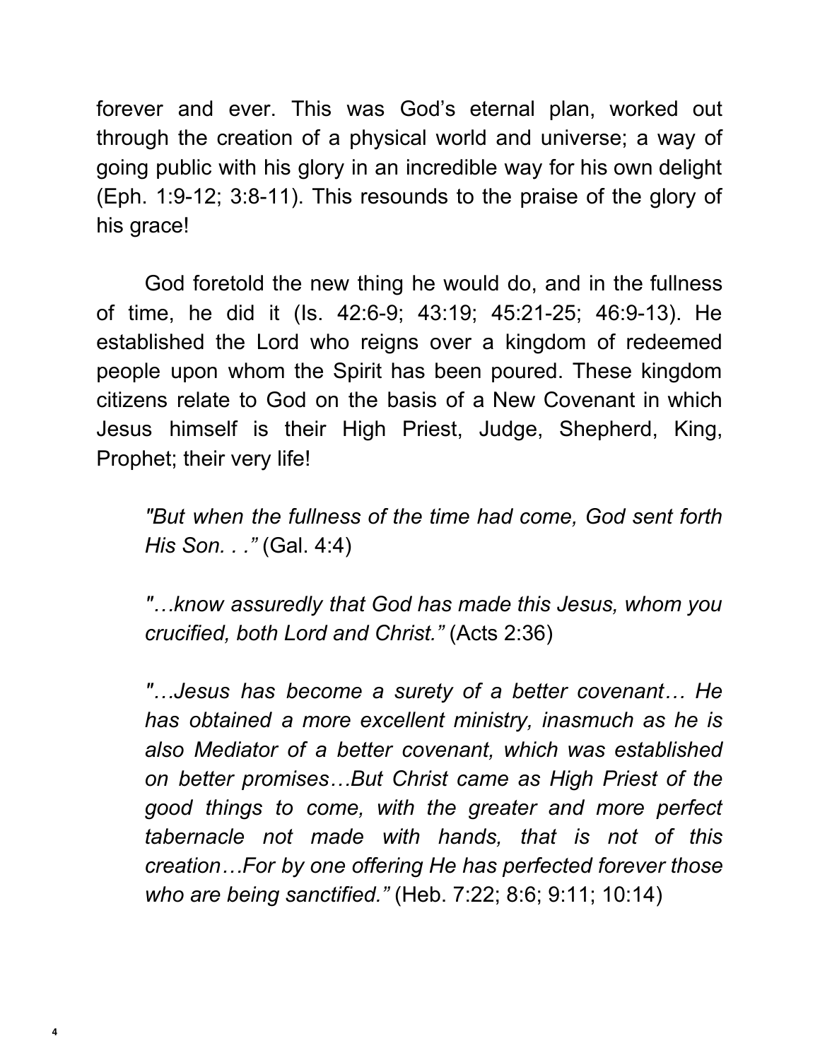forever and ever. This was God's eternal plan, worked out through the creation of a physical world and universe; a way of going public with his glory in an incredible way for his own delight (Eph. 1:9-12; 3:8-11). This resounds to the praise of the glory of his grace!

God foretold the new thing he would do, and in the fullness of time, he did it (Is. 42:6-9; 43:19; 45:21-25; 46:9-13). He established the Lord who reigns over a kingdom of redeemed people upon whom the Spirit has been poured. These kingdom citizens relate to God on the basis of a New Covenant in which Jesus himself is their High Priest, Judge, Shepherd, King, Prophet; their very life!

> *"But when the fullness of the time had come, God sent forth His Son. . ."* (Gal. 4:4)
>
> *"…know assuredly that God has made this Jesus, whom you crucified, both Lord and Christ."* (Acts 2:36)
>
> *"…Jesus has become a surety of a better covenant… He has obtained a more excellent ministry, inasmuch as he is also Mediator of a better covenant, which was established on better promises…But Christ came as High Priest of the good things to come, with the greater and more perfect tabernacle not made with hands, that is not of this creation…For by one offering He has perfected forever those who are being sanctified."* (Heb. 7:22; 8:6; 9:11; 10:14)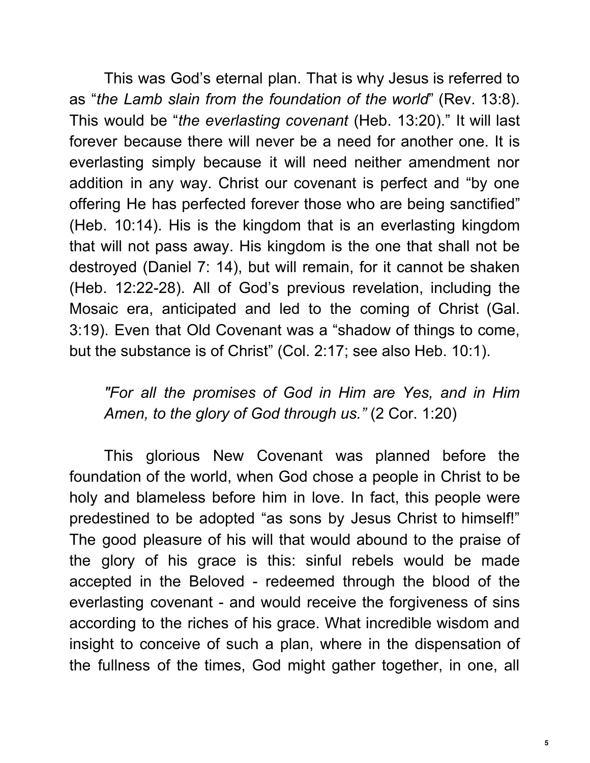This was God's eternal plan. That is why Jesus is referred to as "*the Lamb slain from the foundation of the world*" (Rev. 13:8). This would be "*the everlasting covenant* (Heb. 13:20)." It will last forever because there will never be a need for another one. It is everlasting simply because it will need neither amendment nor addition in any way. Christ our covenant is perfect and "by one offering He has perfected forever those who are being sanctified" (Heb. 10:14). His is the kingdom that is an everlasting kingdom that will not pass away. His kingdom is the one that shall not be destroyed (Daniel 7: 14), but will remain, for it cannot be shaken (Heb. 12:22-28). All of God's previous revelation, including the Mosaic era, anticipated and led to the coming of Christ (Gal. 3:19). Even that Old Covenant was a "shadow of things to come, but the substance is of Christ" (Col. 2:17; see also Heb. 10:1).

> *"For all the promises of God in Him are Yes, and in Him Amen, to the glory of God through us."* (2 Cor. 1:20)

This glorious New Covenant was planned before the foundation of the world, when God chose a people in Christ to be holy and blameless before him in love. In fact, this people were predestined to be adopted "as sons by Jesus Christ to himself!" The good pleasure of his will that would abound to the praise of the glory of his grace is this: sinful rebels would be made accepted in the Beloved - redeemed through the blood of the everlasting covenant - and would receive the forgiveness of sins according to the riches of his grace. What incredible wisdom and insight to conceive of such a plan, where in the dispensation of the fullness of the times, God might gather together, in one, all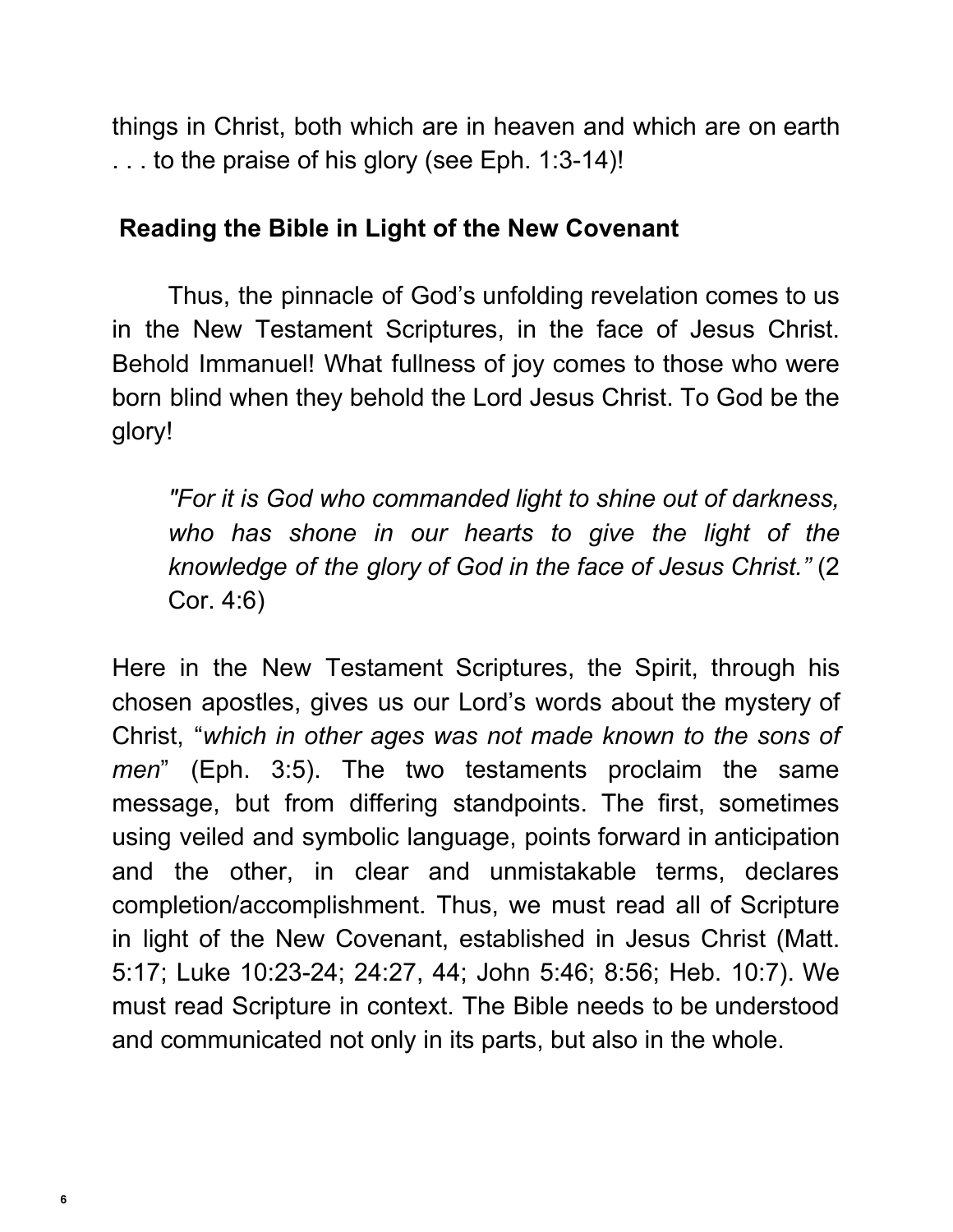things in Christ, both which are in heaven and which are on earth . . . to the praise of his glory (see Eph. 1:3-14)!

## Reading the Bible in Light of the New Covenant

Thus, the pinnacle of God's unfolding revelation comes to us in the New Testament Scriptures, in the face of Jesus Christ. Behold Immanuel! What fullness of joy comes to those who were born blind when they behold the Lord Jesus Christ. To God be the glory!

> *"For it is God who commanded light to shine out of darkness, who has shone in our hearts to give the light of the knowledge of the glory of God in the face of Jesus Christ."* (2 Cor. 4:6)

Here in the New Testament Scriptures, the Spirit, through his chosen apostles, gives us our Lord's words about the mystery of Christ, "*which in other ages was not made known to the sons of men*" (Eph. 3:5). The two testaments proclaim the same message, but from differing standpoints. The first, sometimes using veiled and symbolic language, points forward in anticipation and the other, in clear and unmistakable terms, declares completion/accomplishment. Thus, we must read all of Scripture in light of the New Covenant, established in Jesus Christ (Matt. 5:17; Luke 10:23-24; 24:27, 44; John 5:46; 8:56; Heb. 10:7). We must read Scripture in context. The Bible needs to be understood and communicated not only in its parts, but also in the whole.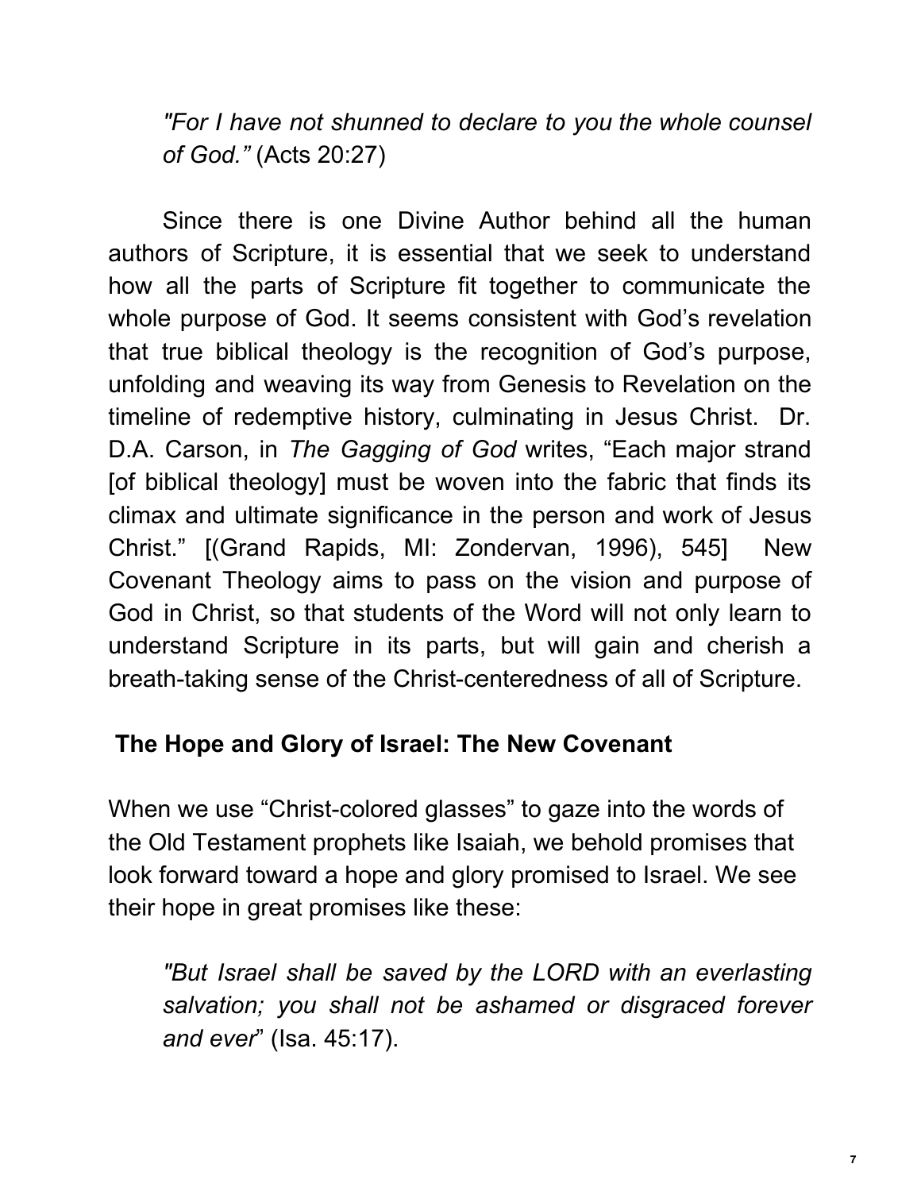> *"For I have not shunned to declare to you the whole counsel of God."* (Acts 20:27)

Since there is one Divine Author behind all the human authors of Scripture, it is essential that we seek to understand how all the parts of Scripture fit together to communicate the whole purpose of God. It seems consistent with God's revelation that true biblical theology is the recognition of God's purpose, unfolding and weaving its way from Genesis to Revelation on the timeline of redemptive history, culminating in Jesus Christ. Dr. D.A. Carson, in *The Gagging of God* writes, "Each major strand [of biblical theology] must be woven into the fabric that finds its climax and ultimate significance in the person and work of Jesus Christ." [(Grand Rapids, MI: Zondervan, 1996), 545] New Covenant Theology aims to pass on the vision and purpose of God in Christ, so that students of the Word will not only learn to understand Scripture in its parts, but will gain and cherish a breath-taking sense of the Christ-centeredness of all of Scripture.

## The Hope and Glory of Israel: The New Covenant

When we use "Christ-colored glasses" to gaze into the words of the Old Testament prophets like Isaiah, we behold promises that look forward toward a hope and glory promised to Israel. We see their hope in great promises like these:

> *"But Israel shall be saved by the LORD with an everlasting salvation; you shall not be ashamed or disgraced forever and ever*" (Isa. 45:17).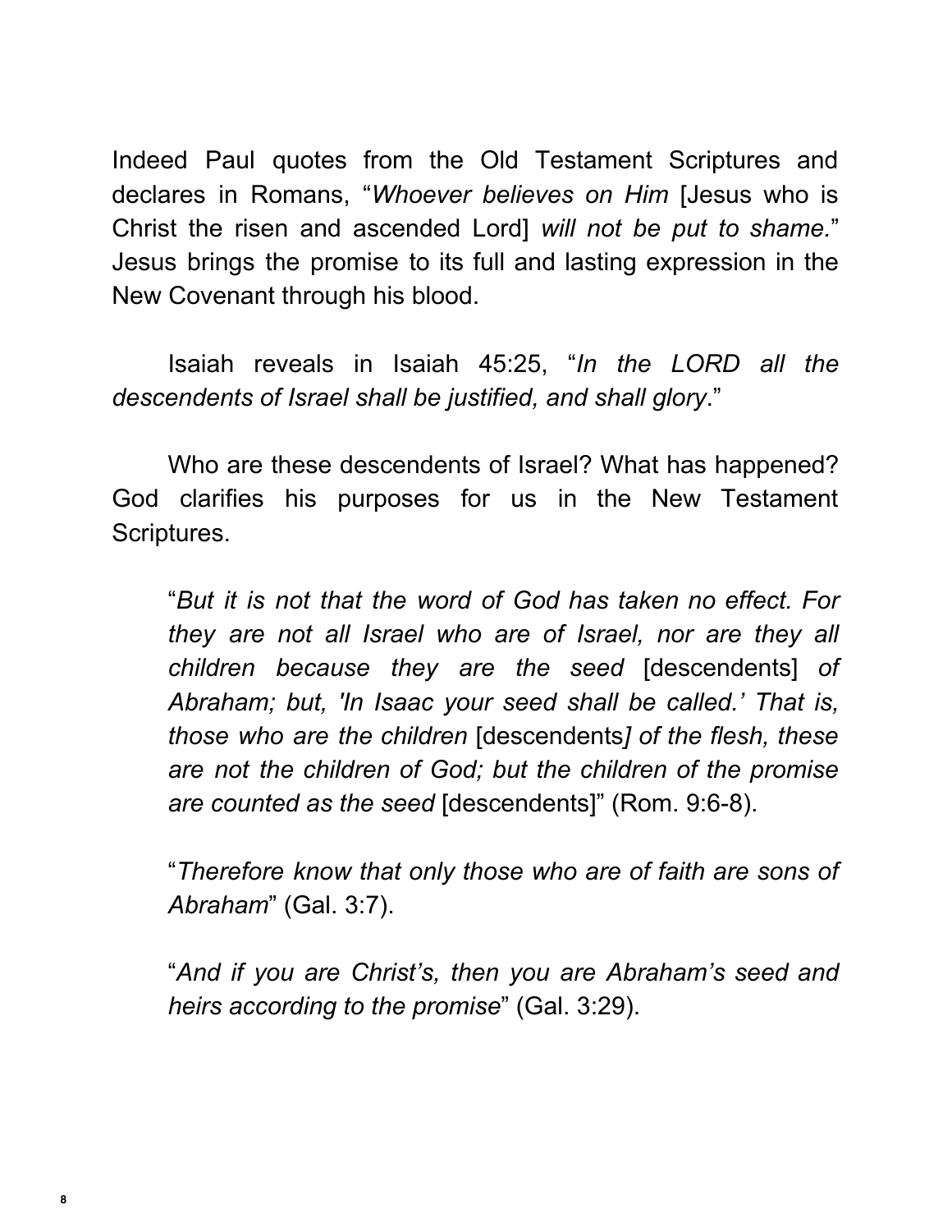Indeed Paul quotes from the Old Testament Scriptures and declares in Romans, "*Whoever believes on Him* [Jesus who is Christ the risen and ascended Lord] *will not be put to shame.*" Jesus brings the promise to its full and lasting expression in the New Covenant through his blood.

Isaiah reveals in Isaiah 45:25, "*In the LORD all the descendents of Israel shall be justified, and shall glory*."

Who are these descendents of Israel? What has happened? God clarifies his purposes for us in the New Testament Scriptures.

> "*But it is not that the word of God has taken no effect. For they are not all Israel who are of Israel, nor are they all children because they are the seed* [descendents] *of Abraham; but, 'In Isaac your seed shall be called.' That is, those who are the children* [descendents*] of the flesh, these are not the children of God; but the children of the promise are counted as the seed* [descendents]" (Rom. 9:6-8).
>
> "*Therefore know that only those who are of faith are sons of Abraham*" (Gal. 3:7).
>
> "*And if you are Christ's, then you are Abraham's seed and heirs according to the promise*" (Gal. 3:29).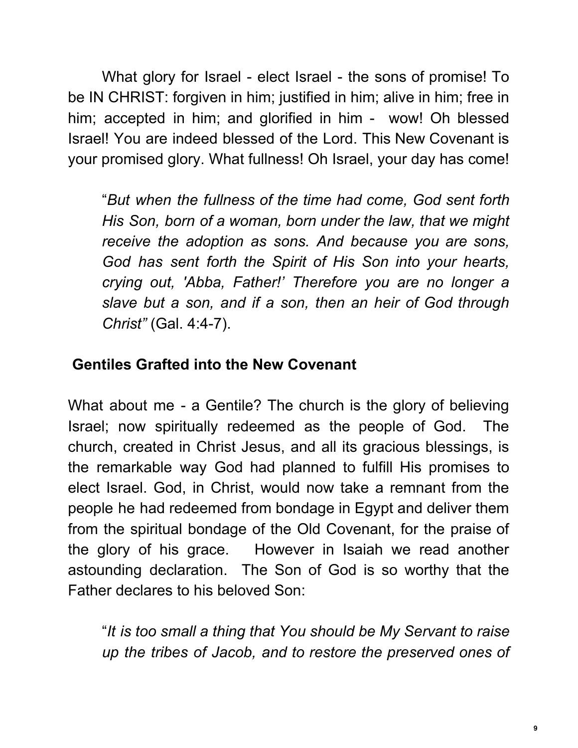What glory for Israel - elect Israel - the sons of promise! To be IN CHRIST: forgiven in him; justified in him; alive in him; free in him; accepted in him; and glorified in him - wow! Oh blessed Israel! You are indeed blessed of the Lord. This New Covenant is your promised glory. What fullness! Oh Israel, your day has come!

> "*But when the fullness of the time had come, God sent forth His Son, born of a woman, born under the law, that we might receive the adoption as sons. And because you are sons, God has sent forth the Spirit of His Son into your hearts, crying out, 'Abba, Father!' Therefore you are no longer a slave but a son, and if a son, then an heir of God through Christ"* (Gal. 4:4-7).

## Gentiles Grafted into the New Covenant

What about me - a Gentile? The church is the glory of believing Israel; now spiritually redeemed as the people of God. The church, created in Christ Jesus, and all its gracious blessings, is the remarkable way God had planned to fulfill His promises to elect Israel. God, in Christ, would now take a remnant from the people he had redeemed from bondage in Egypt and deliver them from the spiritual bondage of the Old Covenant, for the praise of the glory of his grace. However in Isaiah we read another astounding declaration. The Son of God is so worthy that the Father declares to his beloved Son:

> "*It is too small a thing that You should be My Servant to raise up the tribes of Jacob, and to restore the preserved ones of*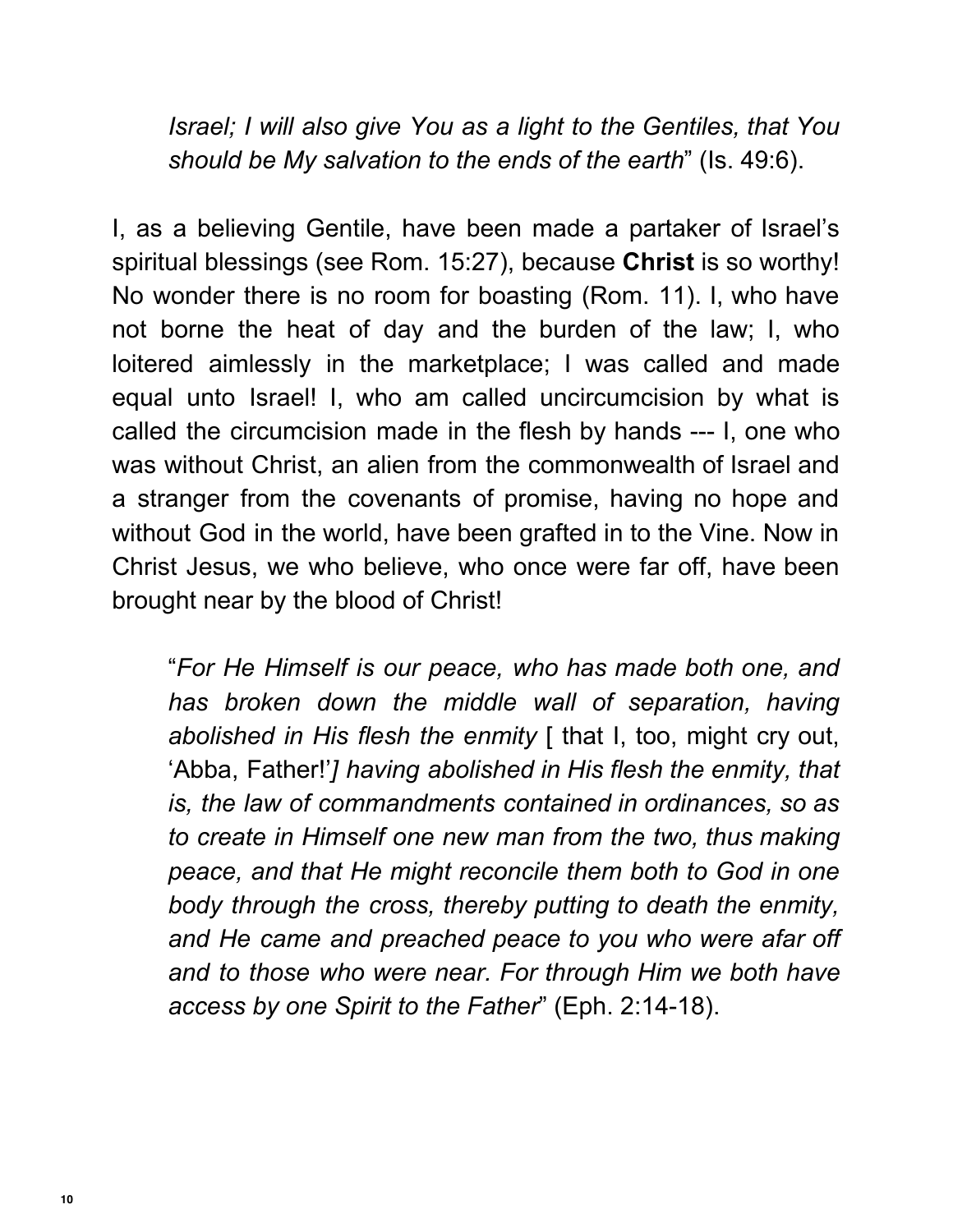*Israel; I will also give You as a light to the Gentiles, that You should be My salvation to the ends of the earth*" (Is. 49:6).

I, as a believing Gentile, have been made a partaker of Israel's spiritual blessings (see Rom. 15:27), because **Christ** is so worthy! No wonder there is no room for boasting (Rom. 11). I, who have not borne the heat of day and the burden of the law; I, who loitered aimlessly in the marketplace; I was called and made equal unto Israel! I, who am called uncircumcision by what is called the circumcision made in the flesh by hands --- I, one who was without Christ, an alien from the commonwealth of Israel and a stranger from the covenants of promise, having no hope and without God in the world, have been grafted in to the Vine. Now in Christ Jesus, we who believe, who once were far off, have been brought near by the blood of Christ!

> "*For He Himself is our peace, who has made both one, and has broken down the middle wall of separation, having abolished in His flesh the enmity* [ that I, too, might cry out, 'Abba, Father!'*] having abolished in His flesh the enmity, that is, the law of commandments contained in ordinances, so as to create in Himself one new man from the two, thus making peace, and that He might reconcile them both to God in one body through the cross, thereby putting to death the enmity, and He came and preached peace to you who were afar off and to those who were near. For through Him we both have access by one Spirit to the Father*" (Eph. 2:14-18).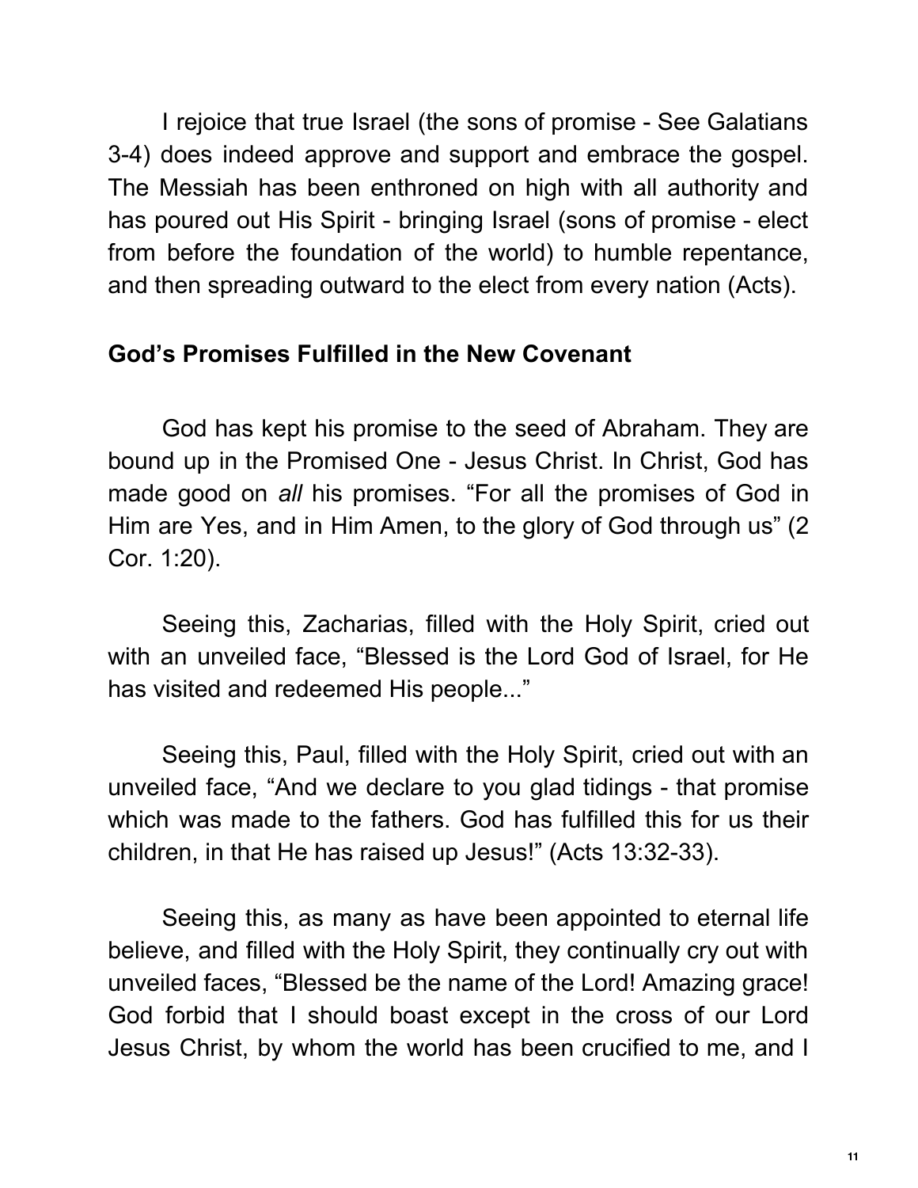I rejoice that true Israel (the sons of promise - See Galatians 3-4) does indeed approve and support and embrace the gospel. The Messiah has been enthroned on high with all authority and has poured out His Spirit - bringing Israel (sons of promise - elect from before the foundation of the world) to humble repentance, and then spreading outward to the elect from every nation (Acts).

## God's Promises Fulfilled in the New Covenant

God has kept his promise to the seed of Abraham. They are bound up in the Promised One - Jesus Christ. In Christ, God has made good on *all* his promises. "For all the promises of God in Him are Yes, and in Him Amen, to the glory of God through us" (2 Cor. 1:20).

Seeing this, Zacharias, filled with the Holy Spirit, cried out with an unveiled face, "Blessed is the Lord God of Israel, for He has visited and redeemed His people..."

Seeing this, Paul, filled with the Holy Spirit, cried out with an unveiled face, "And we declare to you glad tidings - that promise which was made to the fathers. God has fulfilled this for us their children, in that He has raised up Jesus!" (Acts 13:32-33).

Seeing this, as many as have been appointed to eternal life believe, and filled with the Holy Spirit, they continually cry out with unveiled faces, "Blessed be the name of the Lord! Amazing grace! God forbid that I should boast except in the cross of our Lord Jesus Christ, by whom the world has been crucified to me, and I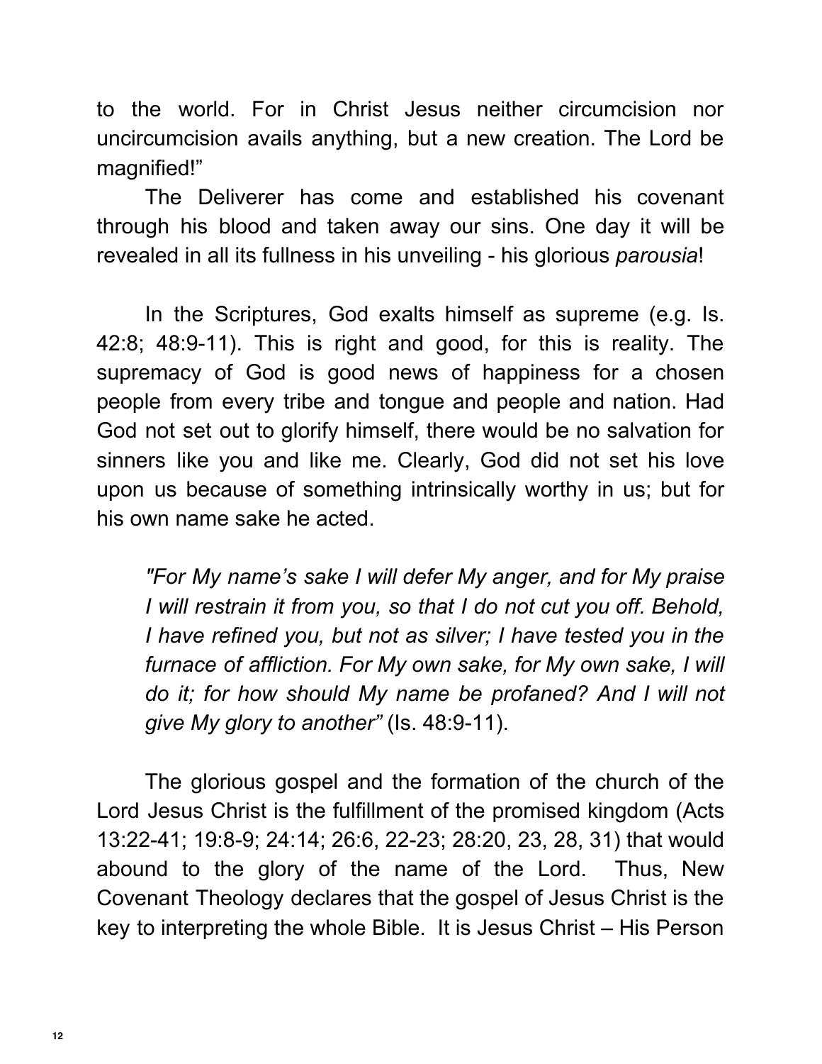to the world. For in Christ Jesus neither circumcision nor uncircumcision avails anything, but a new creation. The Lord be magnified!"

The Deliverer has come and established his covenant through his blood and taken away our sins. One day it will be revealed in all its fullness in his unveiling - his glorious *parousia*!

In the Scriptures, God exalts himself as supreme (e.g. Is. 42:8; 48:9-11). This is right and good, for this is reality. The supremacy of God is good news of happiness for a chosen people from every tribe and tongue and people and nation. Had God not set out to glorify himself, there would be no salvation for sinners like you and like me. Clearly, God did not set his love upon us because of something intrinsically worthy in us; but for his own name sake he acted.

> *"For My name's sake I will defer My anger, and for My praise I will restrain it from you, so that I do not cut you off. Behold, I have refined you, but not as silver; I have tested you in the furnace of affliction. For My own sake, for My own sake, I will do it; for how should My name be profaned? And I will not give My glory to another"* (Is. 48:9-11).

The glorious gospel and the formation of the church of the Lord Jesus Christ is the fulfillment of the promised kingdom (Acts 13:22-41; 19:8-9; 24:14; 26:6, 22-23; 28:20, 23, 28, 31) that would abound to the glory of the name of the Lord. Thus, New Covenant Theology declares that the gospel of Jesus Christ is the key to interpreting the whole Bible. It is Jesus Christ – His Person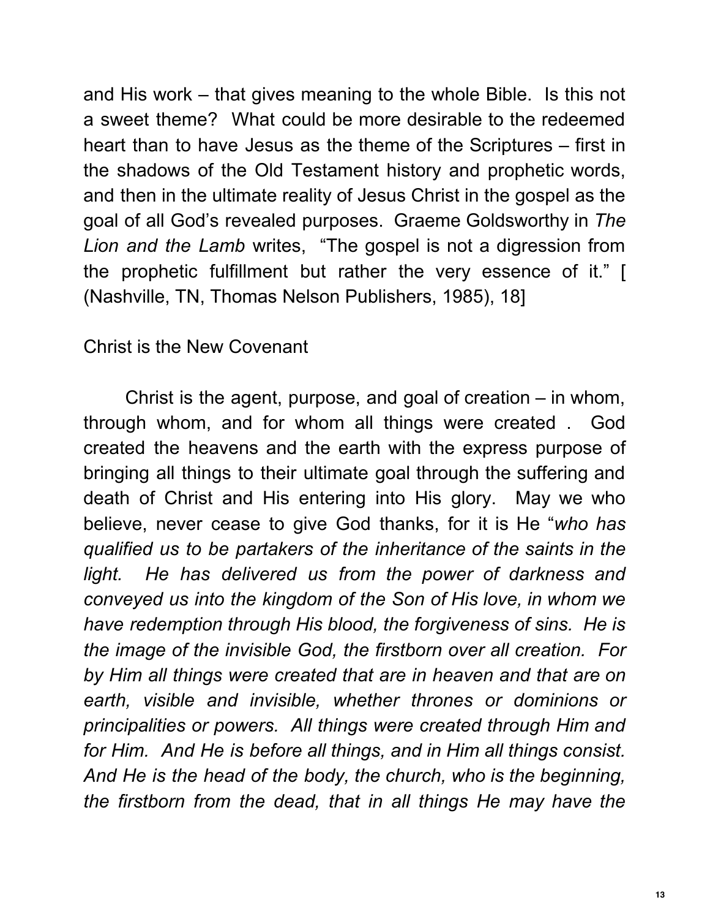and His work – that gives meaning to the whole Bible. Is this not a sweet theme? What could be more desirable to the redeemed heart than to have Jesus as the theme of the Scriptures – first in the shadows of the Old Testament history and prophetic words, and then in the ultimate reality of Jesus Christ in the gospel as the goal of all God's revealed purposes. Graeme Goldsworthy in *The Lion and the Lamb* writes, "The gospel is not a digression from the prophetic fulfillment but rather the very essence of it." [ (Nashville, TN, Thomas Nelson Publishers, 1985), 18]

## Christ is the New Covenant

Christ is the agent, purpose, and goal of creation – in whom, through whom, and for whom all things were created . God created the heavens and the earth with the express purpose of bringing all things to their ultimate goal through the suffering and death of Christ and His entering into His glory. May we who believe, never cease to give God thanks, for it is He "*who has qualified us to be partakers of the inheritance of the saints in the light. He has delivered us from the power of darkness and conveyed us into the kingdom of the Son of His love, in whom we have redemption through His blood, the forgiveness of sins. He is the image of the invisible God, the firstborn over all creation. For by Him all things were created that are in heaven and that are on earth, visible and invisible, whether thrones or dominions or principalities or powers. All things were created through Him and for Him. And He is before all things, and in Him all things consist. And He is the head of the body, the church, who is the beginning, the firstborn from the dead, that in all things He may have the*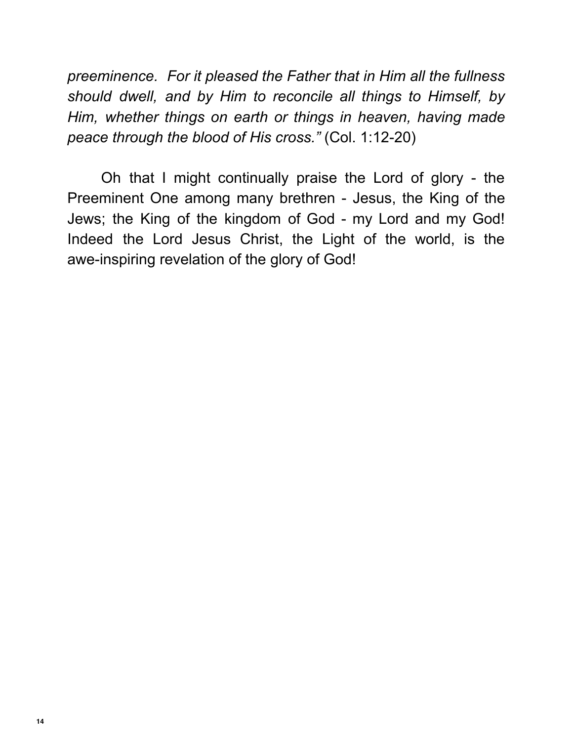*preeminence. For it pleased the Father that in Him all the fullness should dwell, and by Him to reconcile all things to Himself, by Him, whether things on earth or things in heaven, having made peace through the blood of His cross."* (Col. 1:12-20)

Oh that I might continually praise the Lord of glory - the Preeminent One among many brethren - Jesus, the King of the Jews; the King of the kingdom of God - my Lord and my God! Indeed the Lord Jesus Christ, the Light of the world, is the awe-inspiring revelation of the glory of God!